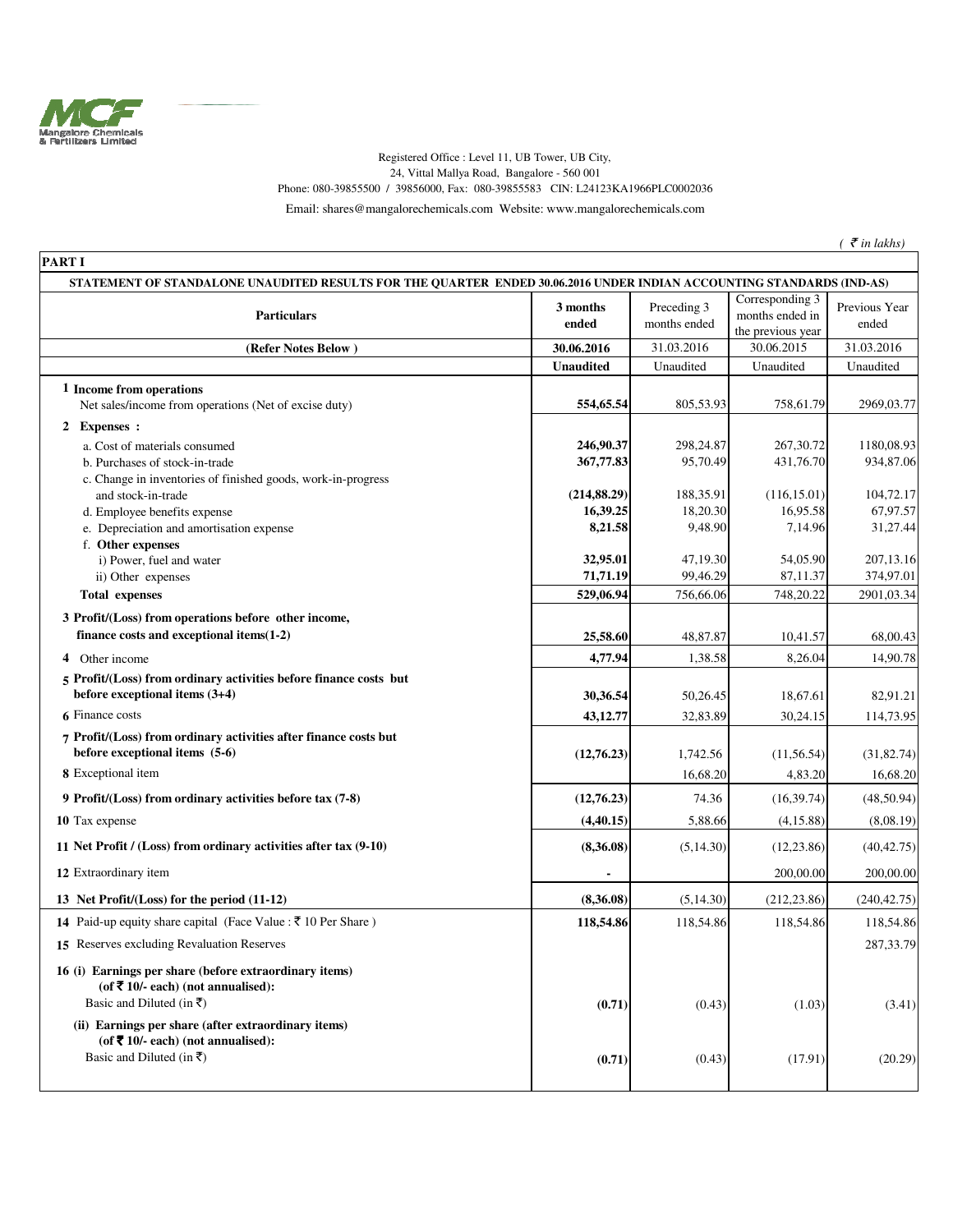Registered Office : Level 11, UB Tower, UB City,
24, Vittal Mallya Road, Bangalore - 560 001
Phone: 080-39855500 / 39856000, Fax: 080-39855583 CIN: L24123KA1966PLC0002036
Email: shares@mangalorechemicals.com Website: www.mangalorechemicals.com

*( ₹ in lakhs)*

**PART I**

**STATEMENT OF STANDALONE UNAUDITED RESULTS FOR THE QUARTER ENDED 30.06.2016 UNDER INDIAN ACCOUNTING STANDARDS (IND-AS)**

| Particulars | 3 months ended | Preceding 3 months ended | Corresponding 3 months ended in the previous year | Previous Year ended |
|---|---|---|---|---|
| **(Refer Notes Below )** | **30.06.2016** | 31.03.2016 | 30.06.2015 | 31.03.2016 |
| | **Unaudited** | Unaudited | Unaudited | Unaudited |
| **1 Income from operations** | | | | |
| Net sales/income from operations (Net of excise duty) | **554,65.54** | 805,53.93 | 758,61.79 | 2969,03.77 |
| **2 Expenses :** | | | | |
| a. Cost of materials consumed | **246,90.37** | 298,24.87 | 267,30.72 | 1180,08.93 |
| b. Purchases of stock-in-trade | **367,77.83** | 95,70.49 | 431,76.70 | 934,87.06 |
| c. Change in inventories of finished goods, work-in-progress and stock-in-trade | **(214,88.29)** | 188,35.91 | (116,15.01) | 104,72.17 |
| d. Employee benefits expense | **16,39.25** | 18,20.30 | 16,95.58 | 67,97.57 |
| e. Depreciation and amortisation expense | **8,21.58** | 9,48.90 | 7,14.96 | 31,27.44 |
| f. **Other expenses** | | | | |
| i) Power, fuel and water | **32,95.01** | 47,19.30 | 54,05.90 | 207,13.16 |
| ii) Other expenses | **71,71.19** | 99,46.29 | 87,11.37 | 374,97.01 |
| **Total expenses** | **529,06.94** | 756,66.06 | 748,20.22 | 2901,03.34 |
| **3 Profit/(Loss) from operations before other income, finance costs and exceptional items(1-2)** | **25,58.60** | 48,87.87 | 10,41.57 | 68,00.43 |
| **4** Other income | **4,77.94** | 1,38.58 | 8,26.04 | 14,90.78 |
| **5 Profit/(Loss) from ordinary activities before finance costs but before exceptional items (3+4)** | **30,36.54** | 50,26.45 | 18,67.61 | 82,91.21 |
| **6** Finance costs | **43,12.77** | 32,83.89 | 30,24.15 | 114,73.95 |
| **7 Profit/(Loss) from ordinary activities after finance costs but before exceptional items (5-6)** | **(12,76.23)** | 1,742.56 | (11,56.54) | (31,82.74) |
| **8** Exceptional item | | 16,68.20 | 4,83.20 | 16,68.20 |
| **9 Profit/(Loss) from ordinary activities before tax (7-8)** | **(12,76.23)** | 74.36 | (16,39.74) | (48,50.94) |
| **10** Tax expense | **(4,40.15)** | 5,88.66 | (4,15.88) | (8,08.19) |
| **11 Net Profit / (Loss) from ordinary activities after tax (9-10)** | **(8,36.08)** | (5,14.30) | (12,23.86) | (40,42.75) |
| **12** Extraordinary item | **-** | | 200,00.00 | 200,00.00 |
| **13 Net Profit/(Loss) for the period (11-12)** | **(8,36.08)** | (5,14.30) | (212,23.86) | (240,42.75) |
| **14** Paid-up equity share capital (Face Value : ₹ 10 Per Share ) | **118,54.86** | 118,54.86 | 118,54.86 | 118,54.86 |
| **15** Reserves excluding Revaluation Reserves | | | | 287,33.79 |
| **16 (i) Earnings per share (before extraordinary items) (of ₹ 10/- each) (not annualised):** Basic and Diluted (in ₹) | **(0.71)** | (0.43) | (1.03) | (3.41) |
| **(ii) Earnings per share (after extraordinary items) (of ₹ 10/- each) (not annualised):** Basic and Diluted (in ₹) | **(0.71)** | (0.43) | (17.91) | (20.29) |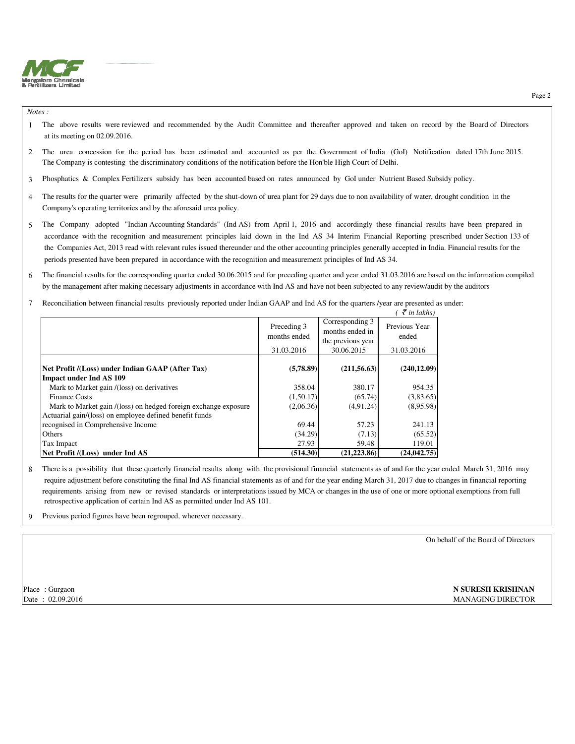*Notes :*

1. The above results were reviewed and recommended by the Audit Committee and thereafter approved and taken on record by the Board of Directors at its meeting on 02.09.2016.
2. The urea concession for the period has been estimated and accounted as per the Government of India (GoI) Notification dated 17th June 2015. The Company is contesting the discriminatory conditions of the notification before the Hon'ble High Court of Delhi.
3. Phosphatics & Complex Fertilizers subsidy has been accounted based on rates announced by GoI under Nutrient Based Subsidy policy.
4. The results for the quarter were primarily affected by the shut-down of urea plant for 29 days due to non availability of water, drought condition in the Company's operating territories and by the aforesaid urea policy.
5. The Company adopted "Indian Accounting Standards" (Ind AS) from April 1, 2016 and accordingly these financial results have been prepared in accordance with the recognition and measurement principles laid down in the Ind AS 34 Interim Financial Reporting prescribed under Section 133 of the Companies Act, 2013 read with relevant rules issued thereunder and the other accounting principles generally accepted in India. Financial results for the periods presented have been prepared in accordance with the recognition and measurement principles of Ind AS 34.
6. The financial results for the corresponding quarter ended 30.06.2015 and for preceding quarter and year ended 31.03.2016 are based on the information compiled by the management after making necessary adjustments in accordance with Ind AS and have not been subjected to any review/audit by the auditors
7. Reconciliation between financial results previously reported under Indian GAAP and Ind AS for the quarters /year are presented as under:

*( ₹ in lakhs)*

| | Preceding 3 months ended 31.03.2016 | Corresponding 3 months ended in the previous year 30.06.2015 | Previous Year ended 31.03.2016 |
|---|---|---|---|
| **Net Profit /(Loss) under Indian GAAP (After Tax)** | **(5,78.89)** | **(211,56.63)** | **(240,12.09)** |
| **Impact under Ind AS 109** | | | |
| Mark to Market gain /(loss) on derivatives | 358.04 | 380.17 | 954.35 |
| Finance Costs | (1,50.17) | (65.74) | (3,83.65) |
| Mark to Market gain /(loss) on hedged foreign exchange exposure | (2,06.36) | (4,91.24) | (8,95.98) |
| Actuarial gain/(loss) on employee defined benefit funds recognised in Comprehensive Income | 69.44 | 57.23 | 241.13 |
| Others | (34.29) | (7.13) | (65.52) |
| Tax Impact | 27.93 | 59.48 | 119.01 |
| **Net Profit /(Loss) under Ind AS** | **(514.30)** | **(21,223.86)** | **(24,042.75)** |

8. There is a possibility that these quarterly financial results along with the provisional financial statements as of and for the year ended March 31, 2016 may require adjustment before constituting the final Ind AS financial statements as of and for the year ending March 31, 2017 due to changes in financial reporting requirements arising from new or revised standards or interpretations issued by MCA or changes in the use of one or more optional exemptions from full retrospective application of certain Ind AS as permitted under Ind AS 101.
9. Previous period figures have been regrouped, wherever necessary.

On behalf of the Board of Directors

Place : Gurgaon
Date : 02.09.2016

**N SURESH KRISHNAN**
MANAGING DIRECTOR